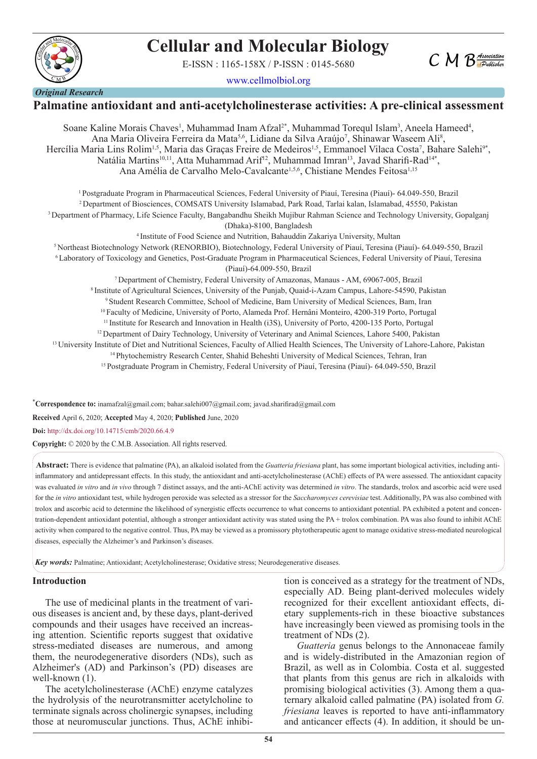*Original Research*

# Palmatine antioxidant and anti-acetylcholinesterase activities: A pre-clinical assessment

Soane Kaline Morais Chaves[1], Muhammad Inam Afzal[2*], Muhammad Torequl Islam[3], Aneela Hameed[4], Ana Maria Oliveira Ferreira da Mata[5,6], Lidiane da Silva Araújo[7], Shinawar Waseem Ali[8], Hercília Maria Lins Rolim[1,5], Maria das Graças Freire de Medeiros[1,5], Emmanoel Vilaca Costa[7], Bahare Salehi[9*], Natália Martins[10,11], Atta Muhammad Arif[12], Muhammad Imran[13], Javad Sharifi-Rad[14*], Ana Amélia de Carvalho Melo-Cavalcante[1,5,6], Chistiane Mendes Feitosa[1,15]

[1] Postgraduate Program in Pharmaceutical Sciences, Federal University of Piauí, Teresina (Piauí)- 64.049-550, Brazil
[2] Department of Biosciences, COMSATS University Islamabad, Park Road, Tarlai kalan, Islamabad, 45550, Pakistan
[3] Department of Pharmacy, Life Science Faculty, Bangabandhu Sheikh Mujibur Rahman Science and Technology University, Gopalganj (Dhaka)-8100, Bangladesh
[4] Institute of Food Science and Nutrition, Bahauddin Zakariya University, Multan
[5] Northeast Biotechnology Network (RENORBIO), Biotechnology, Federal University of Piauí, Teresina (Piauí)- 64.049-550, Brazil
[6] Laboratory of Toxicology and Genetics, Post-Graduate Program in Pharmaceutical Sciences, Federal University of Piauí, Teresina (Piauí)-64.009-550, Brazil
[7] Department of Chemistry, Federal University of Amazonas, Manaus - AM, 69067-005, Brazil
[8] Institute of Agricultural Sciences, University of the Punjab, Quaid-i-Azam Campus, Lahore-54590, Pakistan
[9] Student Research Committee, School of Medicine, Bam University of Medical Sciences, Bam, Iran
[10] Faculty of Medicine, University of Porto, Alameda Prof. Hernâni Monteiro, 4200-319 Porto, Portugal
[11] Institute for Research and Innovation in Health (i3S), University of Porto, 4200-135 Porto, Portugal
[12] Department of Dairy Technology, University of Veterinary and Animal Sciences, Lahore 5400, Pakistan
[13] University Institute of Diet and Nutritional Sciences, Faculty of Allied Health Sciences, The University of Lahore-Lahore, Pakistan
[14] Phytochemistry Research Center, Shahid Beheshti University of Medical Sciences, Tehran, Iran
[15] Postgraduate Program in Chemistry, Federal University of Piauí, Teresina (Piauí)- 64.049-550, Brazil

**\*Correspondence to:** inamafzal@gmail.com; bahar.salehi007@gmail.com; javad.sharifirad@gmail.com

**Received** April 6, 2020; **Accepted** May 4, 2020; **Published** June, 2020

**Doi:** http://dx.doi.org/10.14715/cmb/2020.66.4.9

**Copyright:** © 2020 by the C.M.B. Association. All rights reserved.

**Abstract:** There is evidence that palmatine (PA), an alkaloid isolated from the *Guatteria friesiana* plant, has some important biological activities, including anti-inflammatory and antidepressant effects. In this study, the antioxidant and anti-acetylcholinesterase (AChE) effects of PA were assessed. The antioxidant capacity was evaluated *in vitro* and *in vivo* through 7 distinct assays, and the anti-AChE activity was determined *in vitro*. The standards, trolox and ascorbic acid were used for the *in vitro* antioxidant test, while hydrogen peroxide was selected as a stressor for the *Saccharomyces cerevisiae* test. Additionally, PA was also combined with trolox and ascorbic acid to determine the likelihood of synergistic effects occurrence to what concerns to antioxidant potential. PA exhibited a potent and concentration-dependent antioxidant potential, although a stronger antioxidant activity was stated using the PA + trolox combination. PA was also found to inhibit AChE activity when compared to the negative control. Thus, PA may be viewed as a promissory phytotherapeutic agent to manage oxidative stress-mediated neurological diseases, especially the Alzheimer's and Parkinson's diseases.

***Key words:*** Palmatine; Antioxidant; Acetylcholinesterase; Oxidative stress; Neurodegenerative diseases.

## Introduction

The use of medicinal plants in the treatment of various diseases is ancient and, by these days, plant-derived compounds and their usages have received an increasing attention. Scientific reports suggest that oxidative stress-mediated diseases are numerous, and among them, the neurodegenerative disorders (NDs), such as Alzheimer's (AD) and Parkinson's (PD) diseases are well-known (1).

The acetylcholinesterase (AChE) enzyme catalyzes the hydrolysis of the neurotransmitter acetylcholine to terminate signals across cholinergic synapses, including those at neuromuscular junctions. Thus, AChE inhibition is conceived as a strategy for the treatment of NDs, especially AD. Being plant-derived molecules widely recognized for their excellent antioxidant effects, dietary supplements-rich in these bioactive substances have increasingly been viewed as promising tools in the treatment of NDs (2).

*Guatteria* genus belongs to the Annonaceae family and is widely-distributed in the Amazonian region of Brazil, as well as in Colombia. Costa et al. suggested that plants from this genus are rich in alkaloids with promising biological activities (3). Among them a quaternary alkaloid called palmatine (PA) isolated from *G. friesiana* leaves is reported to have anti-inflammatory and anticancer effects (4). In addition, it should be un-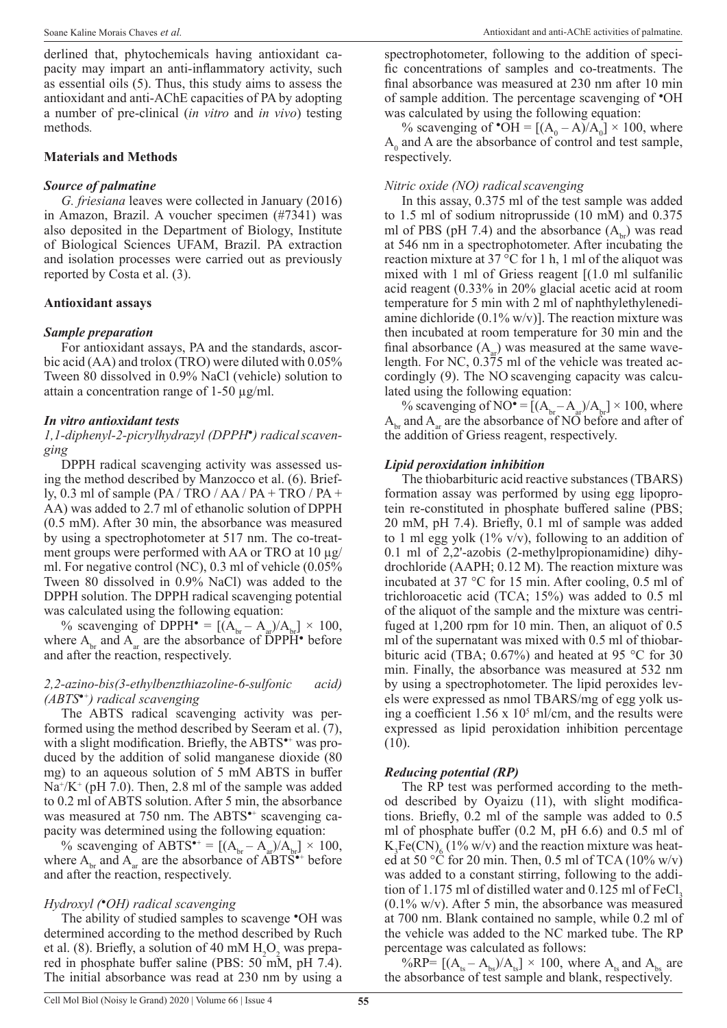derlined that, phytochemicals having antioxidant capacity may impart an anti-inflammatory activity, such as essential oils (5). Thus, this study aims to assess the antioxidant and anti-AChE capacities of PA by adopting a number of pre-clinical (*in vitro* and *in vivo*) testing methods*.*

## Materials and Methods

### *Source of palmatine*

*G. friesiana* leaves were collected in January (2016) in Amazon, Brazil. A voucher specimen (#7341) was also deposited in the Department of Biology, Institute of Biological Sciences UFAM, Brazil. PA extraction and isolation processes were carried out as previously reported by Costa et al. (3).

## Antioxidant assays

### *Sample preparation*

For antioxidant assays, PA and the standards, ascorbic acid (AA) and trolox (TRO) were diluted with 0.05% Tween 80 dissolved in 0.9% NaCl (vehicle) solution to attain a concentration range of 1-50 µg/ml.

### *In vitro antioxidant tests*

*1,1-diphenyl-2-picrylhydrazyl (DPPH•) radical scavenging*

DPPH radical scavenging activity was assessed using the method described by Manzocco et al. (6). Briefly, 0.3 ml of sample (PA / TRO / AA / PA + TRO / PA + AA) was added to 2.7 ml of ethanolic solution of DPPH (0.5 mM). After 30 min, the absorbance was measured by using a spectrophotometer at 517 nm. The co-treatment groups were performed with AA or TRO at 10 µg/ml. For negative control (NC), 0.3 ml of vehicle (0.05% Tween 80 dissolved in 0.9% NaCl) was added to the DPPH solution. The DPPH radical scavenging potential was calculated using the following equation:

% scavenging of DPPH• = $[(A_{br} - A_{ar})/A_{br}] \times 100$, where $A_{br}$ and $A_{ar}$ are the absorbance of DPPH• before and after the reaction, respectively.

*2,2-azino-bis(3-ethylbenzthiazoline-6-sulfonic acid) (ABTS•+) radical scavenging*

The ABTS radical scavenging activity was performed using the method described by Seeram et al. (7), with a slight modification. Briefly, the ABTS•+ was produced by the addition of solid manganese dioxide (80 mg) to an aqueous solution of 5 mM ABTS in buffer $Na^+/K^+$ (pH 7.0). Then, 2.8 ml of the sample was added to 0.2 ml of ABTS solution. After 5 min, the absorbance was measured at 750 nm. The ABTS•+ scavenging capacity was determined using the following equation:

% scavenging of ABTS•+ = $[(A_{br} - A_{ar})/A_{br}] \times 100$, where $A_{br}$ and $A_{ar}$ are the absorbance of ABTS•+ before and after the reaction, respectively.

*Hydroxyl (•OH) radical scavenging*

The ability of studied samples to scavenge •OH was determined according to the method described by Ruch et al. (8). Briefly, a solution of 40 mM $H_2O_2$ was prepared in phosphate buffer saline (PBS: 50 mM, pH 7.4). The initial absorbance was read at 230 nm by using a spectrophotometer, following to the addition of specific concentrations of samples and co-treatments. The final absorbance was measured at 230 nm after 10 min of sample addition. The percentage scavenging of •OH was calculated by using the following equation:

% scavenging of •OH = $[(A_0 - A)/A_0] \times 100$, where $A_0$ and A are the absorbance of control and test sample, respectively.

*Nitric oxide (NO) radical scavenging*

In this assay, 0.375 ml of the test sample was added to 1.5 ml of sodium nitroprusside (10 mM) and 0.375 ml of PBS (pH 7.4) and the absorbance ($A_{br}$) was read at 546 nm in a spectrophotometer. After incubating the reaction mixture at 37 °C for 1 h, 1 ml of the aliquot was mixed with 1 ml of Griess reagent [(1.0 ml sulfanilic acid reagent (0.33% in 20% glacial acetic acid at room temperature for 5 min with 2 ml of naphthylethylenediamine dichloride (0.1% w/v)]. The reaction mixture was then incubated at room temperature for 30 min and the final absorbance ($A_{ar}$) was measured at the same wavelength. For NC, 0.375 ml of the vehicle was treated accordingly (9). The NO scavenging capacity was calculated using the following equation:

% scavenging of NO• = $[(A_{br} - A_{ar})/A_{br}] \times 100$, where $A_{br}$ and $A_{ar}$ are the absorbance of NO before and after of the addition of Griess reagent, respectively.

### *Lipid peroxidation inhibition*

The thiobarbituric acid reactive substances (TBARS) formation assay was performed by using egg lipoprotein re-constituted in phosphate buffered saline (PBS; 20 mM, pH 7.4). Briefly, 0.1 ml of sample was added to 1 ml egg yolk (1% v/v), following to an addition of 0.1 ml of 2,2'-azobis (2-methylpropionamidine) dihydrochloride (AAPH; 0.12 M). The reaction mixture was incubated at 37 °C for 15 min. After cooling, 0.5 ml of trichloroacetic acid (TCA; 15%) was added to 0.5 ml of the aliquot of the sample and the mixture was centrifuged at 1,200 rpm for 10 min. Then, an aliquot of 0.5 ml of the supernatant was mixed with 0.5 ml of thiobarbituric acid (TBA; 0.67%) and heated at 95 °C for 30 min. Finally, the absorbance was measured at 532 nm by using a spectrophotometer. The lipid peroxides levels were expressed as nmol TBARS/mg of egg yolk using a coefficient $1.56 \times 10^5$ ml/cm, and the results were expressed as lipid peroxidation inhibition percentage (10).

### *Reducing potential (RP)*

The RP test was performed according to the method described by Oyaizu (11), with slight modifications. Briefly, 0.2 ml of the sample was added to 0.5 ml of phosphate buffer (0.2 M, pH 6.6) and 0.5 ml of $K_3Fe(CN)_6$ (1% w/v) and the reaction mixture was heated at 50 °C for 20 min. Then, 0.5 ml of TCA (10% w/v) was added to a constant stirring, following to the addition of 1.175 ml of distilled water and 0.125 ml of $FeCl_3$ (0.1% w/v). After 5 min, the absorbance was measured at 700 nm. Blank contained no sample, while 0.2 ml of the vehicle was added to the NC marked tube. The RP percentage was calculated as follows:

%RP= $[(A_{ts} - A_{bs})/A_{ts}] \times 100$, where $A_{ts}$ and $A_{bs}$ are the absorbance of test sample and blank, respectively.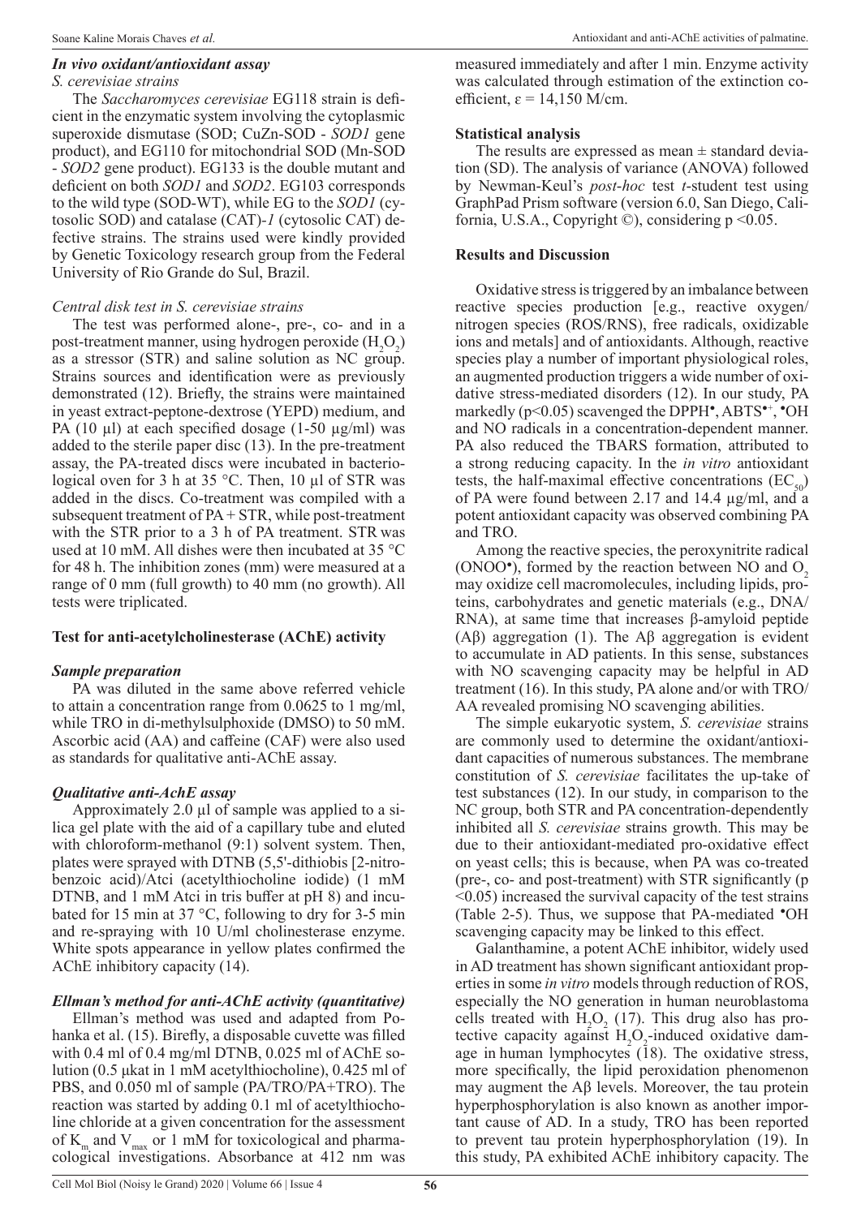### *In vivo oxidant/antioxidant assay*

*S. cerevisiae strains*

The *Saccharomyces cerevisiae* EG118 strain is deficient in the enzymatic system involving the cytoplasmic superoxide dismutase (SOD; CuZn-SOD - *SOD1* gene product), and EG110 for mitochondrial SOD (Mn-SOD - *SOD2* gene product). EG133 is the double mutant and deficient on both *SOD1* and *SOD2*. EG103 corresponds to the wild type (SOD-WT), while EG to the *SOD1* (cytosolic SOD) and catalase (CAT)-*1* (cytosolic CAT) defective strains. The strains used were kindly provided by Genetic Toxicology research group from the Federal University of Rio Grande do Sul, Brazil.

*Central disk test in S. cerevisiae strains*

The test was performed alone-, pre-, co- and in a post-treatment manner, using hydrogen peroxide ($H_2O_2$) as a stressor (STR) and saline solution as NC group. Strains sources and identification were as previously demonstrated (12). Briefly, the strains were maintained in yeast extract-peptone-dextrose (YEPD) medium, and PA (10 µl) at each specified dosage (1-50 µg/ml) was added to the sterile paper disc (13). In the pre-treatment assay, the PA-treated discs were incubated in bacteriological oven for 3 h at 35 °C. Then, 10 µl of STR was added in the discs. Co-treatment was compiled with a subsequent treatment of PA + STR, while post-treatment with the STR prior to a 3 h of PA treatment. STR was used at 10 mM. All dishes were then incubated at 35 °C for 48 h. The inhibition zones (mm) were measured at a range of 0 mm (full growth) to 40 mm (no growth). All tests were triplicated.

## Test for anti-acetylcholinesterase (AChE) activity

### *Sample preparation*

PA was diluted in the same above referred vehicle to attain a concentration range from 0.0625 to 1 mg/ml, while TRO in di-methylsulphoxide (DMSO) to 50 mM. Ascorbic acid (AA) and caffeine (CAF) were also used as standards for qualitative anti-AChE assay.

### *Qualitative anti-AchE assay*

Approximately 2.0 µl of sample was applied to a silica gel plate with the aid of a capillary tube and eluted with chloroform-methanol (9:1) solvent system. Then, plates were sprayed with DTNB (5,5'-dithiobis [2-nitrobenzoic acid)/Atci (acetylthiocholine iodide) (1 mM DTNB, and 1 mM Atci in tris buffer at pH 8) and incubated for 15 min at 37 °C, following to dry for 3-5 min and re-spraying with 10 U/ml cholinesterase enzyme. White spots appearance in yellow plates confirmed the AChE inhibitory capacity (14).

### *Ellman's method for anti-AChE activity (quantitative)*

Ellman's method was used and adapted from Pohanka et al. (15). Birefly, a disposable cuvette was filled with 0.4 ml of 0.4 mg/ml DTNB, 0.025 ml of AChE solution (0.5 µkat in 1 mM acetylthiocholine), 0.425 ml of PBS, and 0.050 ml of sample (PA/TRO/PA+TRO). The reaction was started by adding 0.1 ml of acetylthiocholine chloride at a given concentration for the assessment of $K_m$ and $V_{max}$ or 1 mM for toxicological and pharmacological investigations. Absorbance at 412 nm was measured immediately and after 1 min. Enzyme activity was calculated through estimation of the extinction coefficient, $\varepsilon$ = 14,150 M/cm.

## Statistical analysis

The results are expressed as mean ± standard deviation (SD). The analysis of variance (ANOVA) followed by Newman-Keul's *post-hoc* test *t*-student test using GraphPad Prism software (version 6.0, San Diego, California, U.S.A., Copyright ©), considering $p < 0.05$.

## Results and Discussion

Oxidative stress is triggered by an imbalance between reactive species production [e.g., reactive oxygen/nitrogen species (ROS/RNS), free radicals, oxidizable ions and metals] and of antioxidants. Although, reactive species play a number of important physiological roles, an augmented production triggers a wide number of oxidative stress-mediated disorders (12). In our study, PA markedly ($p<0.05$) scavenged the $DPPH^{\bullet}$, $ABTS^{\bullet+}$, $^{\bullet}OH$ and NO radicals in a concentration-dependent manner. PA also reduced the TBARS formation, attributed to a strong reducing capacity. In the *in vitro* antioxidant tests, the half-maximal effective concentrations ($EC_{50}$) of PA were found between 2.17 and 14.4 µg/ml, and a potent antioxidant capacity was observed combining PA and TRO.

Among the reactive species, the peroxynitrite radical ($ONOO^{\bullet}$), formed by the reaction between NO and $O_2$ may oxidize cell macromolecules, including lipids, proteins, carbohydrates and genetic materials (e.g., DNA/RNA), at same time that increases β-amyloid peptide (Aβ) aggregation (1). The Aβ aggregation is evident to accumulate in AD patients. In this sense, substances with NO scavenging capacity may be helpful in AD treatment (16). In this study, PA alone and/or with TRO/AA revealed promising NO scavenging abilities.

The simple eukaryotic system, *S. cerevisiae* strains are commonly used to determine the oxidant/antioxidant capacities of numerous substances. The membrane constitution of *S. cerevisiae* facilitates the up-take of test substances (12). In our study, in comparison to the NC group, both STR and PA concentration-dependently inhibited all *S. cerevisiae* strains growth. This may be due to their antioxidant-mediated pro-oxidative effect on yeast cells; this is because, when PA was co-treated (pre-, co- and post-treatment) with STR significantly ($p < 0.05$) increased the survival capacity of the test strains (Table 2-5). Thus, we suppose that PA-mediated $^{\bullet}OH$ scavenging capacity may be linked to this effect.

Galanthamine, a potent AChE inhibitor, widely used in AD treatment has shown significant antioxidant properties in some *in vitro* models through reduction of ROS, especially the NO generation in human neuroblastoma cells treated with $H_2O_2$ (17). This drug also has protective capacity against $H_2O_2$-induced oxidative damage in human lymphocytes (18). The oxidative stress, more specifically, the lipid peroxidation phenomenon may augment the Aβ levels. Moreover, the tau protein hyperphosphorylation is also known as another important cause of AD. In a study, TRO has been reported to prevent tau protein hyperphosphorylation (19). In this study, PA exhibited AChE inhibitory capacity. The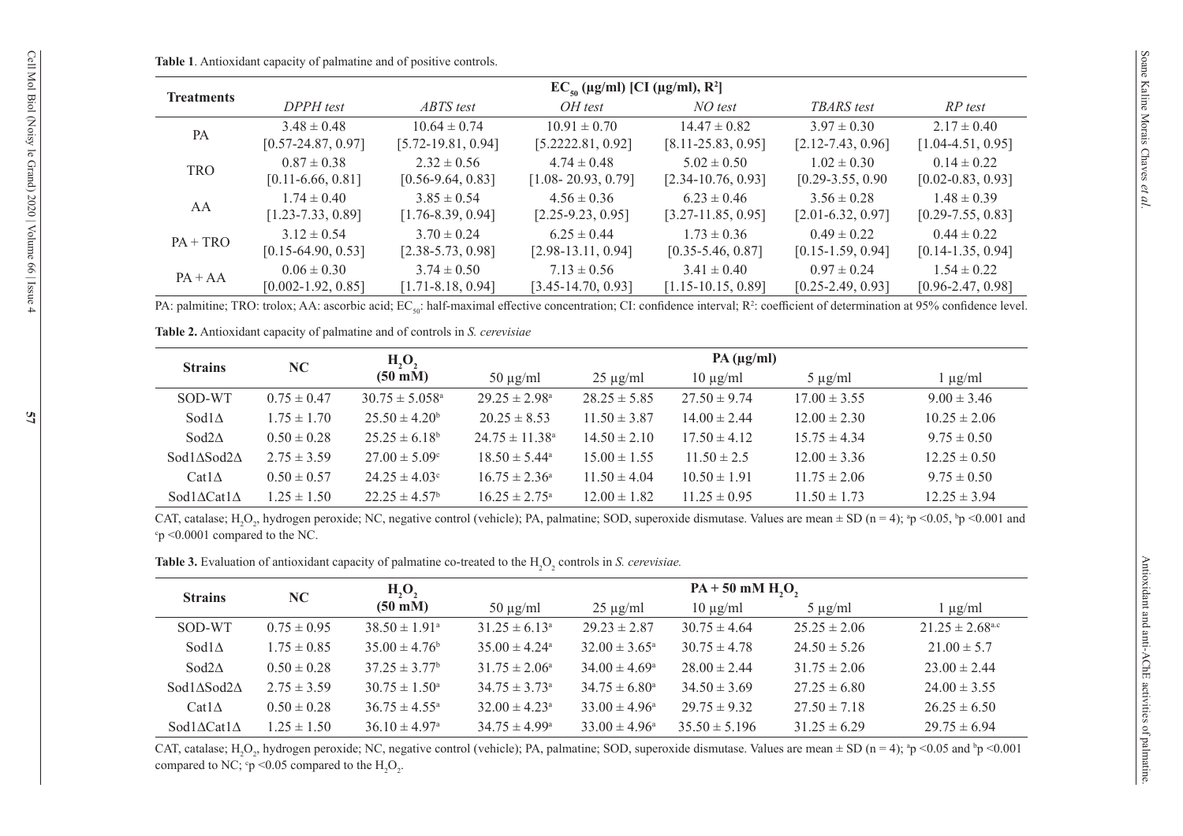**Table 1**. Antioxidant capacity of palmatine and of positive controls.

| Treatments | $EC_{50}$ (µg/ml) [CI (µg/ml), $R^2$] | | | | | |
|---|---|---|---|---|---|---|
| | *DPPH test* | *ABTS test* | *OH test* | *NO test* | *TBARS test* | *RP test* |
| PA | 3.48 ± 0.48 [0.57-24.87, 0.97] | 10.64 ± 0.74 [5.72-19.81, 0.94] | 10.91 ± 0.70 [5.2222.81, 0.92] | 14.47 ± 0.82 [8.11-25.83, 0.95] | 3.97 ± 0.30 [2.12-7.43, 0.96] | 2.17 ± 0.40 [1.04-4.51, 0.95] |
| TRO | 0.87 ± 0.38 [0.11-6.66, 0.81] | 2.32 ± 0.56 [0.56-9.64, 0.83] | 4.74 ± 0.48 [1.08- 20.93, 0.79] | 5.02 ± 0.50 [2.34-10.76, 0.93] | 1.02 ± 0.30 [0.29-3.55, 0.90 | 0.14 ± 0.22 [0.02-0.83, 0.93] |
| AA | 1.74 ± 0.40 [1.23-7.33, 0.89] | 3.85 ± 0.54 [1.76-8.39, 0.94] | 4.56 ± 0.36 [2.25-9.23, 0.95] | 6.23 ± 0.46 [3.27-11.85, 0.95] | 3.56 ± 0.28 [2.01-6.32, 0.97] | 1.48 ± 0.39 [0.29-7.55, 0.83] |
| PA + TRO | 3.12 ± 0.54 [0.15-64.90, 0.53] | 3.70 ± 0.24 [2.38-5.73, 0.98] | 6.25 ± 0.44 [2.98-13.11, 0.94] | 1.73 ± 0.36 [0.35-5.46, 0.87] | 0.49 ± 0.22 [0.15-1.59, 0.94] | 0.44 ± 0.22 [0.14-1.35, 0.94] |
| PA + AA | 0.06 ± 0.30 [0.002-1.92, 0.85] | 3.74 ± 0.50 [1.71-8.18, 0.94] | 7.13 ± 0.56 [3.45-14.70, 0.93] | 3.41 ± 0.40 [1.15-10.15, 0.89] | 0.97 ± 0.24 [0.25-2.49, 0.93] | 1.54 ± 0.22 [0.96-2.47, 0.98] |

PA: palmitine; TRO: trolox; AA: ascorbic acid; $EC_{50}$: half-maximal effective concentration; CI: confidence interval; $R^2$: coefficient of determination at 95% confidence level.

**Table 2.** Antioxidant capacity of palmatine and of controls in *S. cerevisiae*

| Strains | NC | $H_2O_2$ (50 mM) | PA (µg/ml) | | | | |
|---|---|---|---|---|---|---|---|
| | | | 50 µg/ml | 25 µg/ml | 10 µg/ml | 5 µg/ml | 1 µg/ml |
| SOD-WT | 0.75 ± 0.47 | 30.75 ± 5.058[a] | 29.25 ± 2.98[a] | 28.25 ± 5.85 | 27.50 ± 9.74 | 17.00 ± 3.55 | 9.00 ± 3.46 |
| Sod1Δ | 1.75 ± 1.70 | 25.50 ± 4.20[b] | 20.25 ± 8.53 | 11.50 ± 3.87 | 14.00 ± 2.44 | 12.00 ± 2.30 | 10.25 ± 2.06 |
| Sod2Δ | 0.50 ± 0.28 | 25.25 ± 6.18[b] | 24.75 ± 11.38[a] | 14.50 ± 2.10 | 17.50 ± 4.12 | 15.75 ± 4.34 | 9.75 ± 0.50 |
| Sod1ΔSod2Δ | 2.75 ± 3.59 | 27.00 ± 5.09[c] | 18.50 ± 5.44[a] | 15.00 ± 1.55 | 11.50 ± 2.5 | 12.00 ± 3.36 | 12.25 ± 0.50 |
| Cat1Δ | 0.50 ± 0.57 | 24.25 ± 4.03[c] | 16.75 ± 2.36[a] | 11.50 ± 4.04 | 10.50 ± 1.91 | 11.75 ± 2.06 | 9.75 ± 0.50 |
| Sod1ΔCat1Δ | 1.25 ± 1.50 | 22.25 ± 4.57[b] | 16.25 ± 2.75[a] | 12.00 ± 1.82 | 11.25 ± 0.95 | 11.50 ± 1.73 | 12.25 ± 3.94 |

CAT, catalase; $H_2O_2$, hydrogen peroxide; NC, negative control (vehicle); PA, palmatine; SOD, superoxide dismutase. Values are mean ± SD (n = 4); [a]p <0.05, [b]p <0.001 and [c]p <0.0001 compared to the NC.

**Table 3.** Evaluation of antioxidant capacity of palmatine co-treated to the $H_2O_2$ controls in *S. cerevisiae.*

| Strains | NC | $H_2O_2$ (50 mM) | PA + 50 mM $H_2O_2$ | | | | |
|---|---|---|---|---|---|---|---|
| | | | 50 µg/ml | 25 µg/ml | 10 µg/ml | 5 µg/ml | 1 µg/ml |
| SOD-WT | 0.75 ± 0.95 | 38.50 ± 1.91[a] | 31.25 ± 6.13[a] | 29.23 ± 2.87 | 30.75 ± 4.64 | 25.25 ± 2.06 | 21.25 ± 2.68[a,c] |
| Sod1Δ | 1.75 ± 0.85 | 35.00 ± 4.76[b] | 35.00 ± 4.24[a] | 32.00 ± 3.65[a] | 30.75 ± 4.78 | 24.50 ± 5.26 | 21.00 ± 5.7 |
| Sod2Δ | 0.50 ± 0.28 | 37.25 ± 3.77[b] | 31.75 ± 2.06[a] | 34.00 ± 4.69[a] | 28.00 ± 2.44 | 31.75 ± 2.06 | 23.00 ± 2.44 |
| Sod1ΔSod2Δ | 2.75 ± 3.59 | 30.75 ± 1.50[a] | 34.75 ± 3.73[a] | 34.75 ± 6.80[a] | 34.50 ± 3.69 | 27.25 ± 6.80 | 24.00 ± 3.55 |
| Cat1Δ | 0.50 ± 0.28 | 36.75 ± 4.55[a] | 32.00 ± 4.23[a] | 33.00 ± 4.96[a] | 29.75 ± 9.32 | 27.50 ± 7.18 | 26.25 ± 6.50 |
| Sod1ΔCat1Δ | 1.25 ± 1.50 | 36.10 ± 4.97[a] | 34.75 ± 4.99[a] | 33.00 ± 4.96[a] | 35.50 ± 5.196 | 31.25 ± 6.29 | 29.75 ± 6.94 |

CAT, catalase; $H_2O_2$, hydrogen peroxide; NC, negative control (vehicle); PA, palmatine; SOD, superoxide dismutase. Values are mean ± SD (n = 4); [a]p <0.05 and [b]p <0.001 compared to NC; [c]p <0.05 compared to the $H_2O_2$.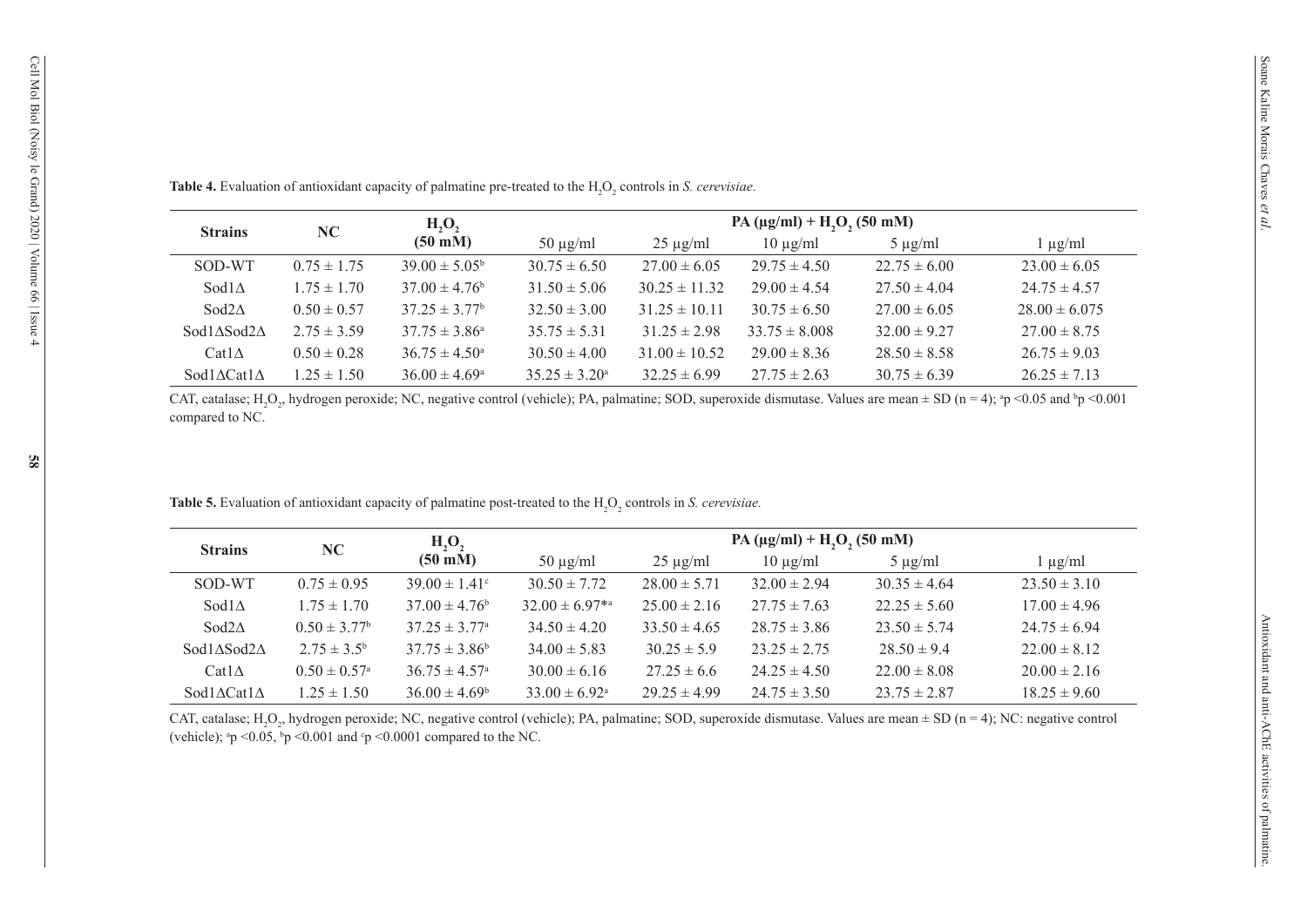**Table 4.** Evaluation of antioxidant capacity of palmatine pre-treated to the $H_2O_2$ controls in *S. cerevisiae.*

| Strains | NC | $H_2O_2$ (50 mM) | PA (μg/ml) + $H_2O_2$ (50 mM) | | | | |
|---|---|---|---|---|---|---|---|
| | | | 50 μg/ml | 25 μg/ml | 10 μg/ml | 5 μg/ml | 1 μg/ml |
| SOD-WT | 0.75 ± 1.75 | 39.00 ± 5.05[b] | 30.75 ± 6.50 | 27.00 ± 6.05 | 29.75 ± 4.50 | 22.75 ± 6.00 | 23.00 ± 6.05 |
| Sod1Δ | 1.75 ± 1.70 | 37.00 ± 4.76[b] | 31.50 ± 5.06 | 30.25 ± 11.32 | 29.00 ± 4.54 | 27.50 ± 4.04 | 24.75 ± 4.57 |
| Sod2Δ | 0.50 ± 0.57 | 37.25 ± 3.77[b] | 32.50 ± 3.00 | 31.25 ± 10.11 | 30.75 ± 6.50 | 27.00 ± 6.05 | 28.00 ± 6.075 |
| Sod1ΔSod2Δ | 2.75 ± 3.59 | 37.75 ± 3.86[a] | 35.75 ± 5.31 | 31.25 ± 2.98 | 33.75 ± 8.008 | 32.00 ± 9.27 | 27.00 ± 8.75 |
| Cat1Δ | 0.50 ± 0.28 | 36.75 ± 4.50[a] | 30.50 ± 4.00 | 31.00 ± 10.52 | 29.00 ± 8.36 | 28.50 ± 8.58 | 26.75 ± 9.03 |
| Sod1ΔCat1Δ | 1.25 ± 1.50 | 36.00 ± 4.69[a] | 35.25 ± 3.20[a] | 32.25 ± 6.99 | 27.75 ± 2.63 | 30.75 ± 6.39 | 26.25 ± 7.13 |

CAT, catalase; $H_2O_2$, hydrogen peroxide; NC, negative control (vehicle); PA, palmatine; SOD, superoxide dismutase. Values are mean ± SD (n = 4); [a]p <0.05 and [b]p <0.001 compared to NC.

**Table 5.** Evaluation of antioxidant capacity of palmatine post-treated to the $H_2O_2$ controls in *S. cerevisiae.*

| Strains | NC | $H_2O_2$ (50 mM) | PA (μg/ml) + $H_2O_2$ (50 mM) | | | | |
|---|---|---|---|---|---|---|---|
| | | | 50 μg/ml | 25 μg/ml | 10 μg/ml | 5 μg/ml | 1 μg/ml |
| SOD-WT | 0.75 ± 0.95 | 39.00 ± 1.41[c] | 30.50 ± 7.72 | 28.00 ± 5.71 | 32.00 ± 2.94 | 30.35 ± 4.64 | 23.50 ± 3.10 |
| Sod1Δ | 1.75 ± 1.70 | 37.00 ± 4.76[b] | 32.00 ± 6.97*[a] | 25.00 ± 2.16 | 27.75 ± 7.63 | 22.25 ± 5.60 | 17.00 ± 4.96 |
| Sod2Δ | 0.50 ± 3.77[b] | 37.25 ± 3.77[a] | 34.50 ± 4.20 | 33.50 ± 4.65 | 28.75 ± 3.86 | 23.50 ± 5.74 | 24.75 ± 6.94 |
| Sod1ΔSod2Δ | 2.75 ± 3.5[b] | 37.75 ± 3.86[b] | 34.00 ± 5.83 | 30.25 ± 5.9 | 23.25 ± 2.75 | 28.50 ± 9.4 | 22.00 ± 8.12 |
| Cat1Δ | 0.50 ± 0.57[a] | 36.75 ± 4.57[a] | 30.00 ± 6.16 | 27.25 ± 6.6 | 24.25 ± 4.50 | 22.00 ± 8.08 | 20.00 ± 2.16 |
| Sod1ΔCat1Δ | 1.25 ± 1.50 | 36.00 ± 4.69[b] | 33.00 ± 6.92[a] | 29.25 ± 4.99 | 24.75 ± 3.50 | 23.75 ± 2.87 | 18.25 ± 9.60 |

CAT, catalase; $H_2O_2$, hydrogen peroxide; NC, negative control (vehicle); PA, palmatine; SOD, superoxide dismutase. Values are mean ± SD (n = 4); NC: negative control (vehicle); [a]p <0.05, [b]p <0.001 and [c]p <0.0001 compared to the NC.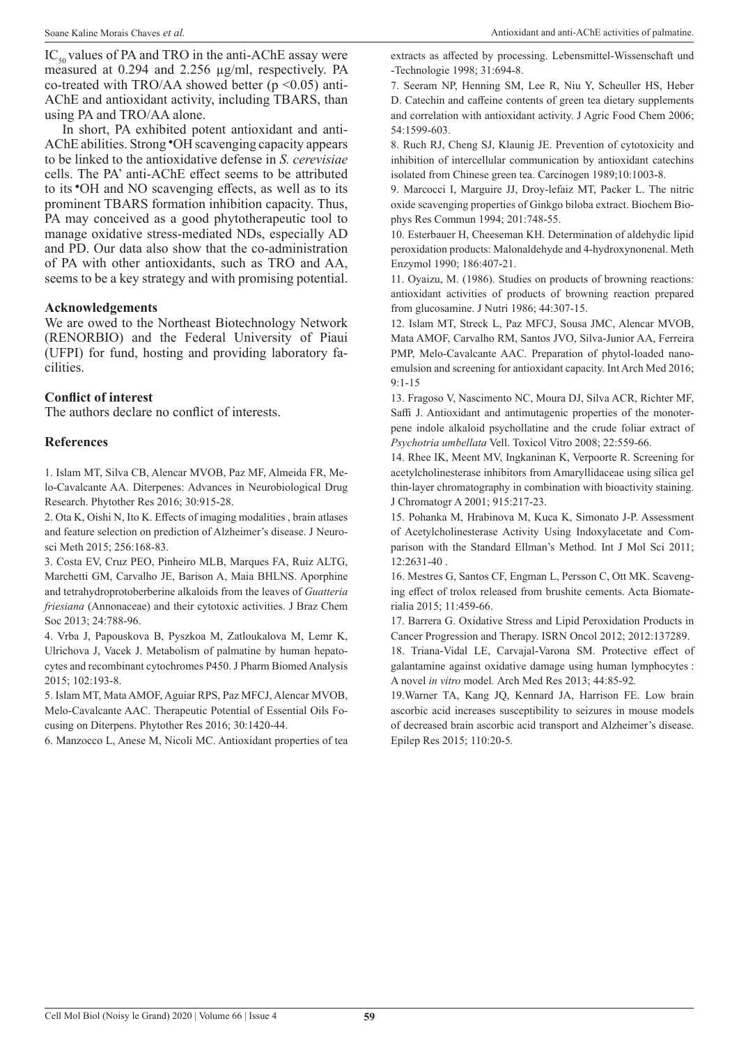$IC_{50}$ values of PA and TRO in the anti-AChE assay were measured at 0.294 and 2.256 µg/ml, respectively. PA co-treated with TRO/AA showed better ($p < 0.05$) anti-AChE and antioxidant activity, including TBARS, than using PA and TRO/AA alone.

In short, PA exhibited potent antioxidant and anti-AChE abilities. Strong •OH scavenging capacity appears to be linked to the antioxidative defense in *S. cerevisiae* cells. The PA' anti-AChE effect seems to be attributed to its •OH and NO scavenging effects, as well as to its prominent TBARS formation inhibition capacity. Thus, PA may conceived as a good phytotherapeutic tool to manage oxidative stress-mediated NDs, especially AD and PD. Our data also show that the co-administration of PA with other antioxidants, such as TRO and AA, seems to be a key strategy and with promising potential.

### Acknowledgements

We are owed to the Northeast Biotechnology Network (RENORBIO) and the Federal University of Piaui (UFPI) for fund, hosting and providing laboratory facilities.

### Conflict of interest

The authors declare no conflict of interests.

### References

1. Islam MT, Silva CB, Alencar MVOB, Paz MF, Almeida FR, Melo-Cavalcante AA. Diterpenes: Advances in Neurobiological Drug Research. Phytother Res 2016; 30:915-28.

2. Ota K, Oishi N, Ito K. Effects of imaging modalities , brain atlases and feature selection on prediction of Alzheimer's disease. J Neurosci Meth 2015; 256:168-83.

3. Costa EV, Cruz PEO, Pinheiro MLB, Marques FA, Ruiz ALTG, Marchetti GM, Carvalho JE, Barison A, Maia BHLNS. Aporphine and tetrahydroprotoberberine alkaloids from the leaves of *Guatteria friesiana* (Annonaceae) and their cytotoxic activities. J Braz Chem Soc 2013; 24:788-96.

4. Vrba J, Papouskova B, Pyszkoa M, Zatloukalova M, Lemr K, Ulrichova J, Vacek J. Metabolism of palmatine by human hepatocytes and recombinant cytochromes P450. J Pharm Biomed Analysis 2015; 102:193-8.

5. Islam MT, Mata AMOF, Aguiar RPS, Paz MFCJ, Alencar MVOB, Melo-Cavalcante AAC. Therapeutic Potential of Essential Oils Focusing on Diterpens. Phytother Res 2016; 30:1420-44.

6. Manzocco L, Anese M, Nicoli MC. Antioxidant properties of tea extracts as affected by processing. Lebensmittel-Wissenschaft und -Technologie 1998; 31:694-8.

7. Seeram NP, Henning SM, Lee R, Niu Y, Scheuller HS, Heber D. Catechin and caffeine contents of green tea dietary supplements and correlation with antioxidant activity. J Agric Food Chem 2006; 54:1599-603.

8. Ruch RJ, Cheng SJ, Klaunig JE. Prevention of cytotoxicity and inhibition of intercellular communication by antioxidant catechins isolated from Chinese green tea. Carcinogen 1989;10:1003-8.

9. Marcocci I, Marguire JJ, Droy-lefaiz MT, Packer L. The nitric oxide scavenging properties of Ginkgo biloba extract. Biochem Biophys Res Commun 1994; 201:748-55.

10. Esterbauer H, Cheeseman KH. Determination of aldehydic lipid peroxidation products: Malonaldehyde and 4-hydroxynonenal. Meth Enzymol 1990; 186:407-21.

11. Oyaizu, M. (1986). Studies on products of browning reactions: antioxidant activities of products of browning reaction prepared from glucosamine. J Nutri 1986; 44:307-15.

12. Islam MT, Streck L, Paz MFCJ, Sousa JMC, Alencar MVOB, Mata AMOF, Carvalho RM, Santos JVO, Silva-Junior AA, Ferreira PMP, Melo-Cavalcante AAC. Preparation of phytol-loaded nanoemulsion and screening for antioxidant capacity. Int Arch Med 2016; 9:1-15

13. Fragoso V, Nascimento NC, Moura DJ, Silva ACR, Richter MF, Saffi J. Antioxidant and antimutagenic properties of the monoterpene indole alkaloid psychollatine and the crude foliar extract of *Psychotria umbellata* Vell. Toxicol Vitro 2008; 22:559-66.

14. Rhee IK, Meent MV, Ingkaninan K, Verpoorte R. Screening for acetylcholinesterase inhibitors from Amaryllidaceae using sílica gel thin-layer chromatography in combination with bioactivity staining. J Chromatogr A 2001; 915:217-23.

15. Pohanka M, Hrabinova M, Kuca K, Simonato J-P. Assessment of Acetylcholinesterase Activity Using Indoxylacetate and Comparison with the Standard Ellman's Method. Int J Mol Sci 2011; 12:2631-40 .

16. Mestres G, Santos CF, Engman L, Persson C, Ott MK. Scavenging effect of trolox released from brushite cements. Acta Biomaterialia 2015; 11:459-66.

17. Barrera G. Oxidative Stress and Lipid Peroxidation Products in Cancer Progression and Therapy. ISRN Oncol 2012; 2012:137289.

18. Triana-Vidal LE, Carvajal-Varona SM. Protective effect of galantamine against oxidative damage using human lymphocytes : A novel *in vitro* model*.* Arch Med Res 2013; 44:85-92*.*

19. Warner TA, Kang JQ, Kennard JA, Harrison FE. Low brain ascorbic acid increases susceptibility to seizures in mouse models of decreased brain ascorbic acid transport and Alzheimer's disease. Epilep Res 2015; 110:20-5*.*